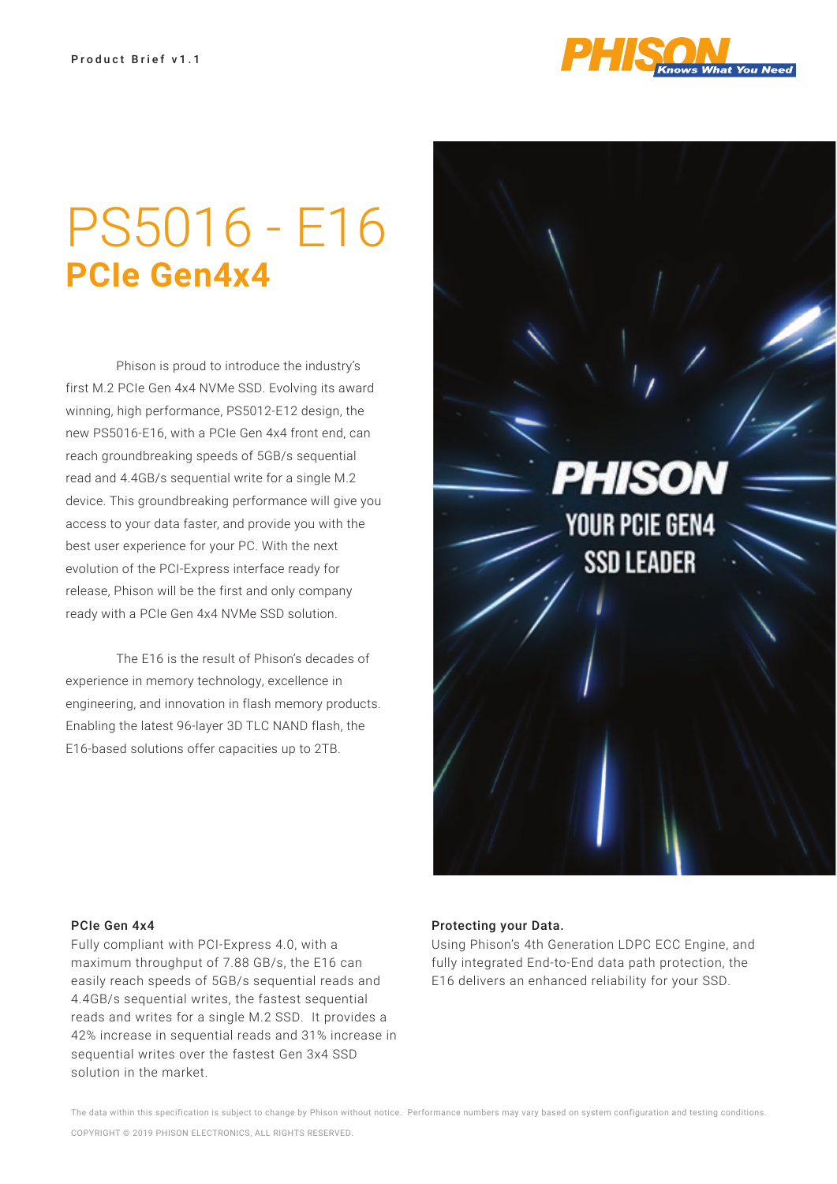Product Brief v1.1

# PS5016 - E16
## PCIe Gen4x4

Phison is proud to introduce the industry's first M.2 PCIe Gen 4x4 NVMe SSD. Evolving its award winning, high performance, PS5012-E12 design, the new PS5016-E16, with a PCIe Gen 4x4 front end, can reach groundbreaking speeds of 5GB/s sequential read and 4.4GB/s sequential write for a single M.2 device. This groundbreaking performance will give you access to your data faster, and provide you with the best user experience for your PC. With the next evolution of the PCI-Express interface ready for release, Phison will be the first and only company ready with a PCIe Gen 4x4 NVMe SSD solution.

The E16 is the result of Phison's decades of experience in memory technology, excellence in engineering, and innovation in flash memory products. Enabling the latest 96-layer 3D TLC NAND flash, the E16-based solutions offer capacities up to 2TB.

PHISON

YOUR PCIE GEN4 SSD LEADER

### PCIe Gen 4x4

Fully compliant with PCI-Express 4.0, with a maximum throughput of 7.88 GB/s, the E16 can easily reach speeds of 5GB/s sequential reads and 4.4GB/s sequential writes, the fastest sequential reads and writes for a single M.2 SSD. It provides a 42% increase in sequential reads and 31% increase in sequential writes over the fastest Gen 3x4 SSD solution in the market.

### Protecting your Data.

Using Phison's 4th Generation LDPC ECC Engine, and fully integrated End-to-End data path protection, the E16 delivers an enhanced reliability for your SSD.

The data within this specification is subject to change by Phison without notice. Performance numbers may vary based on system configuration and testing conditions.

COPYRIGHT © 2019 PHISON ELECTRONICS, ALL RIGHTS RESERVED.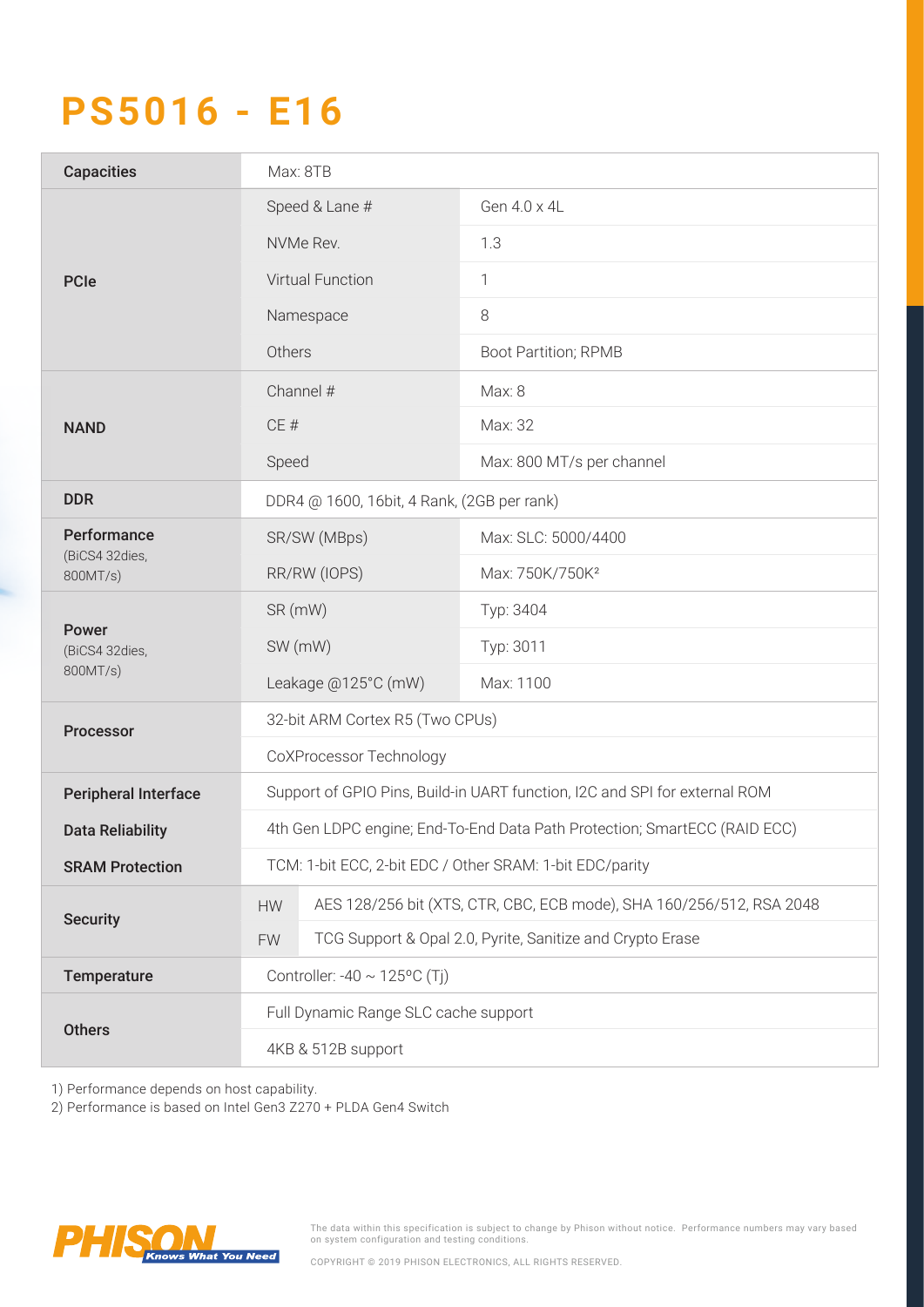# PS5016 - E16

| | | |
|---|---|---|
| **Capacities** | Max: 8TB | |
| **PCIe** | Speed & Lane # | Gen 4.0 x 4L |
| | NVMe Rev. | 1.3 |
| | Virtual Function | 1 |
| | Namespace | 8 |
| | Others | Boot Partition; RPMB |
| **NAND** | Channel # | Max: 8 |
| | CE # | Max: 32 |
| | Speed | Max: 800 MT/s per channel |
| **DDR** | DDR4 @ 1600, 16bit, 4 Rank, (2GB per rank) | |
| **Performance** (BiCS4 32dies, 800MT/s) | SR/SW (MBps) | Max: SLC: 5000/4400 |
| | RR/RW (IOPS) | Max: 750K/750K[2] |
| **Power** (BiCS4 32dies, 800MT/s) | SR (mW) | Typ: 3404 |
| | SW (mW) | Typ: 3011 |
| | Leakage @125°C (mW) | Max: 1100 |
| **Processor** | 32-bit ARM Cortex R5 (Two CPUs) | |
| | CoXProcessor Technology | |
| **Peripheral Interface** | Support of GPIO Pins, Build-in UART function, I2C and SPI for external ROM | |
| **Data Reliability** | 4th Gen LDPC engine; End-To-End Data Path Protection; SmartECC (RAID ECC) | |
| **SRAM Protection** | TCM: 1-bit ECC, 2-bit EDC / Other SRAM: 1-bit EDC/parity | |
| **Security** | HW | AES 128/256 bit (XTS, CTR, CBC, ECB mode), SHA 160/256/512, RSA 2048 |
| | FW | TCG Support & Opal 2.0, Pyrite, Sanitize and Crypto Erase |
| **Temperature** | Controller: -40 ~ 125ºC (Tj) | |
| **Others** | Full Dynamic Range SLC cache support | |
| | 4KB & 512B support | |

1) Performance depends on host capability.
2) Performance is based on Intel Gen3 Z270 + PLDA Gen4 Switch

The data within this specification is subject to change by Phison without notice. Performance numbers may vary based on system configuration and testing conditions.

COPYRIGHT © 2019 PHISON ELECTRONICS, ALL RIGHTS RESERVED.